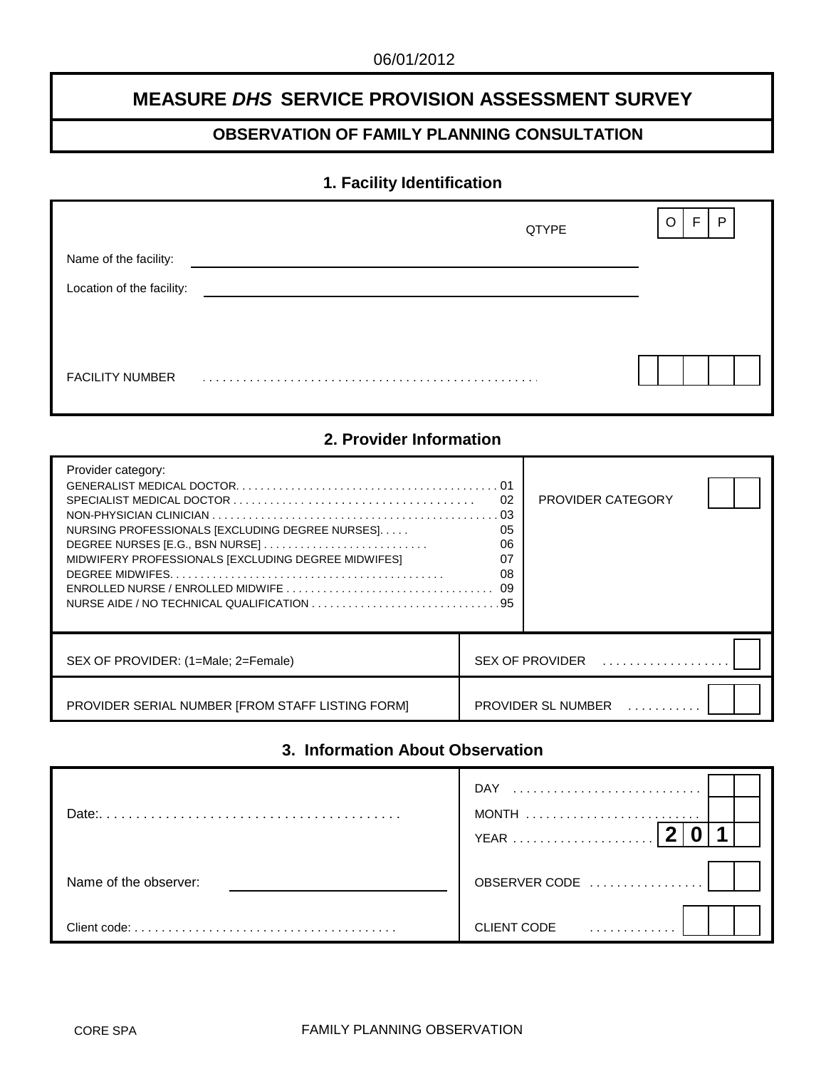06/01/2012

# MEASURE *DHS* SERVICE PROVISION ASSESSMENT SURVEY

## OBSERVATION OF FAMILY PLANNING CONSULTATION

### 1. Facility Identification

| | |
|---|---|
| QTYPE | O F P |
| Name of the facility: ______________________ | |
| Location of the facility: ______________________ | |
| FACILITY NUMBER . . . . . . . . . . . . . . . . . . . . . . . . . . . . . . . . . . . . . . . . | ☐☐☐☐☐ |

### 2. Provider Information

| | |
|---|---|
| Provider category:<br>GENERALIST MEDICAL DOCTOR. . . . . . . . . . . . . . . . . . . . . . . . . . . . . . . . . . . . . . . . . . 01<br>SPECIALIST MEDICAL DOCTOR . . . . . . . . . . . . . . . . . . . . . . . . . . . . . . . . . . . . . 02<br>NON-PHYSICIAN CLINICIAN . . . . . . . . . . . . . . . . . . . . . . . . . . . . . . . . . . . . . . . . . . . . . 03<br>NURSING PROFESSIONALS [EXCLUDING DEGREE NURSES]. . . . . 05<br>DEGREE NURSES [E.G., BSN NURSE] . . . . . . . . . . . . . . . . . . . . . . . . . . 06<br>MIDWIFERY PROFESSIONALS [EXCLUDING DEGREE MIDWIFES] 07<br>DEGREE MIDWIFES. . . . . . . . . . . . . . . . . . . . . . . . . . . . . . . . . . . . . . . . . . . 08<br>ENROLLED NURSE / ENROLLED MIDWIFE . . . . . . . . . . . . . . . . . . . . . . . . . . . . . . . . 09<br>NURSE AIDE / NO TECHNICAL QUALIFICATION . . . . . . . . . . . . . . . . . . . . . . . . . . . . . .95 | PROVIDER CATEGORY ☐☐ |
| SEX OF PROVIDER: (1=Male; 2=Female) | SEX OF PROVIDER . . . . . . . . . . . . . . . . . . ☐ |
| PROVIDER SERIAL NUMBER [FROM STAFF LISTING FORM] | PROVIDER SL NUMBER . . . . . . . . . . ☐☐ |

### 3. Information About Observation

| | |
|---|---|
| Date:. . . . . . . . . . . . . . . . . . . . . . . . . . . . . . . . . . . . . . . . . . | DAY . . . . . . . . . . . . . . . . . . . . . . . . . . . ☐☐<br>MONTH . . . . . . . . . . . . . . . . . . . . . . . . . . ☐☐<br>YEAR . . . . . . . . . . . . . . . . . . . . . **2 0 1** ☐ |
| Name of the observer: ______________________ | OBSERVER CODE . . . . . . . . . . . . . . . . ☐☐ |
| Client code: . . . . . . . . . . . . . . . . . . . . . . . . . . . . . . . . . . . . . . | CLIENT CODE . . . . . . . . . . . . ☐☐☐ |

CORE SPA FAMILY PLANNING OBSERVATION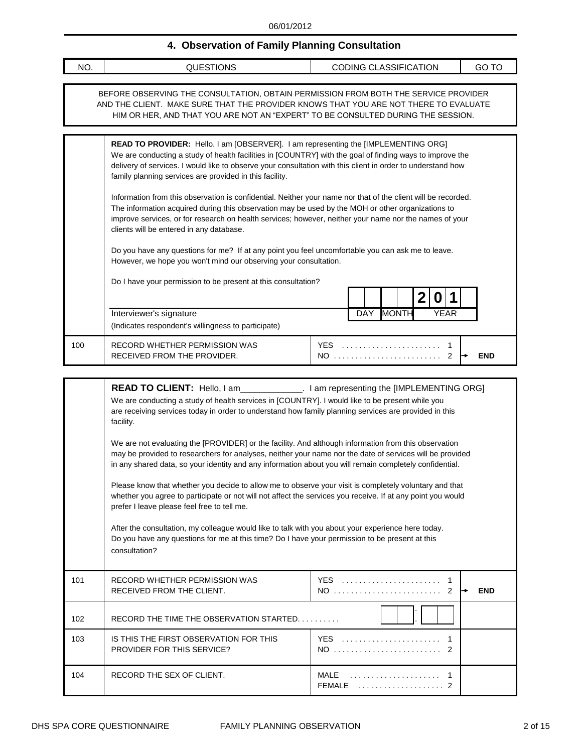## 4. Observation of Family Planning Consultation

| NO. | QUESTIONS | CODING CLASSIFICATION | GO TO |
|---|---|---|---|

BEFORE OBSERVING THE CONSULTATION, OBTAIN PERMISSION FROM BOTH THE SERVICE PROVIDER AND THE CLIENT. MAKE SURE THAT THE PROVIDER KNOWS THAT YOU ARE NOT THERE TO EVALUATE HIM OR HER, AND THAT YOU ARE NOT AN "EXPERT" TO BE CONSULTED DURING THE SESSION.

**READ TO PROVIDER:** Hello. I am [OBSERVER]. I am representing the [IMPLEMENTING ORG] We are conducting a study of health facilities in [COUNTRY] with the goal of finding ways to improve the delivery of services. I would like to observe your consultation with this client in order to understand how family planning services are provided in this facility.

Information from this observation is confidential. Neither your name nor that of the client will be recorded. The information acquired during this observation may be used by the MOH or other organizations to improve services, or for research on health services; however, neither your name nor the names of your clients will be entered in any database.

Do you have any questions for me? If at any point you feel uncomfortable you can ask me to leave. However, we hope you won't mind our observing your consultation.

Do I have your permission to be present at this consultation?

Interviewer's signature ____________________ (Indicates respondent's willingness to participate)

| | | | | | 2 | 0 | 1 | |
|---|---|---|---|---|---|---|---|---|
| DAY | | MONTH | | YEAR | | | | |

| NO. | QUESTIONS | CODING CLASSIFICATION | GO TO |
|---|---|---|---|
| 100 | RECORD WHETHER PERMISSION WAS RECEIVED FROM THE PROVIDER. | YES . . . . . . . . . . 1<br>NO . . . . . . . . . . 2 | <br>2 → END |

**READ TO CLIENT:** Hello, I am____________. I am representing the [IMPLEMENTING ORG] We are conducting a study of health services in [COUNTRY]. I would like to be present while you are receiving services today in order to understand how family planning services are provided in this facility.

We are not evaluating the [PROVIDER] or the facility. And although information from this observation may be provided to researchers for analyses, neither your name nor the date of services will be provided in any shared data, so your identity and any information about you will remain completely confidential.

Please know that whether you decide to allow me to observe your visit is completely voluntary and that whether you agree to participate or not will not affect the services you receive. If at any point you would prefer I leave please feel free to tell me.

After the consultation, my colleague would like to talk with you about your experience here today. Do you have any questions for me at this time? Do I have your permission to be present at this consultation?

| NO. | QUESTIONS | CODING CLASSIFICATION | GO TO |
|---|---|---|---|
| 101 | RECORD WHETHER PERMISSION WAS RECEIVED FROM THE CLIENT. | YES . . . . . . . . . . 1<br>NO . . . . . . . . . . 2 | <br>2 → END |
| 102 | RECORD THE TIME THE OBSERVATION STARTED. . . . . . . . . | [ ][ ] : [ ][ ] | |
| 103 | IS THIS THE FIRST OBSERVATION FOR THIS PROVIDER FOR THIS SERVICE? | YES . . . . . . . . . . 1<br>NO . . . . . . . . . . 2 | |
| 104 | RECORD THE SEX OF CLIENT. | MALE . . . . . . . . . . 1<br>FEMALE . . . . . . . . . . 2 | |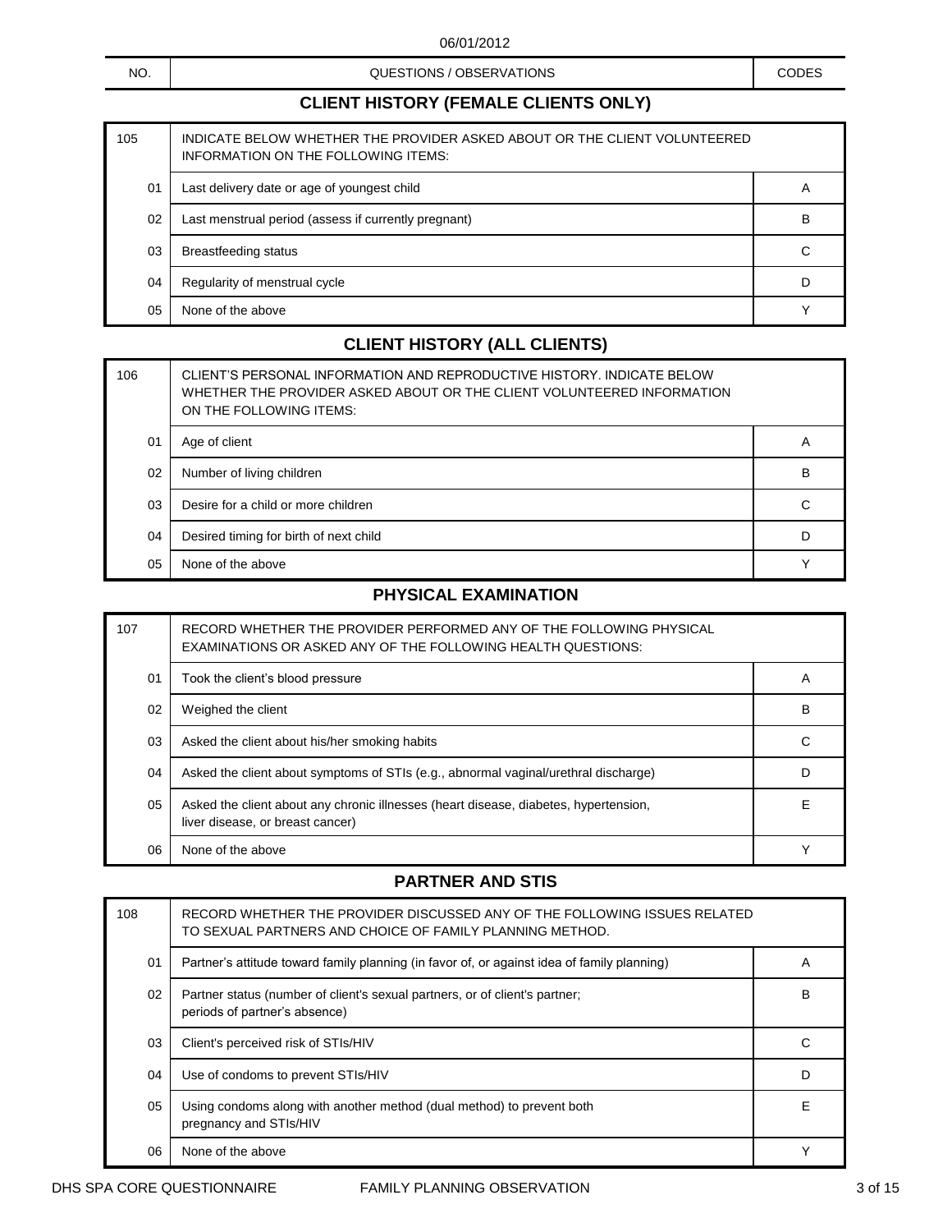06/01/2012

| NO. | QUESTIONS / OBSERVATIONS | CODES |
|---|---|---|

## CLIENT HISTORY (FEMALE CLIENTS ONLY)

| 105 | INDICATE BELOW WHETHER THE PROVIDER ASKED ABOUT OR THE CLIENT VOLUNTEERED INFORMATION ON THE FOLLOWING ITEMS: | |
|---|---|---|
| 01 | Last delivery date or age of youngest child | A |
| 02 | Last menstrual period (assess if currently pregnant) | B |
| 03 | Breastfeeding status | C |
| 04 | Regularity of menstrual cycle | D |
| 05 | None of the above | Y |

## CLIENT HISTORY (ALL CLIENTS)

| 106 | CLIENT'S PERSONAL INFORMATION AND REPRODUCTIVE HISTORY. INDICATE BELOW WHETHER THE PROVIDER ASKED ABOUT OR THE CLIENT VOLUNTEERED INFORMATION ON THE FOLLOWING ITEMS: | |
|---|---|---|
| 01 | Age of client | A |
| 02 | Number of living children | B |
| 03 | Desire for a child or more children | C |
| 04 | Desired timing for birth of next child | D |
| 05 | None of the above | Y |

## PHYSICAL EXAMINATION

| 107 | RECORD WHETHER THE PROVIDER PERFORMED ANY OF THE FOLLOWING PHYSICAL EXAMINATIONS OR ASKED ANY OF THE FOLLOWING HEALTH QUESTIONS: | |
|---|---|---|
| 01 | Took the client's blood pressure | A |
| 02 | Weighed the client | B |
| 03 | Asked the client about his/her smoking habits | C |
| 04 | Asked the client about symptoms of STIs (e.g., abnormal vaginal/urethral discharge) | D |
| 05 | Asked the client about any chronic illnesses (heart disease, diabetes, hypertension, liver disease, or breast cancer) | E |
| 06 | None of the above | Y |

## PARTNER AND STIS

| 108 | RECORD WHETHER THE PROVIDER DISCUSSED ANY OF THE FOLLOWING ISSUES RELATED TO SEXUAL PARTNERS AND CHOICE OF FAMILY PLANNING METHOD. | |
|---|---|---|
| 01 | Partner's attitude toward family planning (in favor of, or against idea of family planning) | A |
| 02 | Partner status (number of client's sexual partners, or of client's partner; periods of partner's absence) | B |
| 03 | Client's perceived risk of STIs/HIV | C |
| 04 | Use of condoms to prevent STIs/HIV | D |
| 05 | Using condoms along with another method (dual method) to prevent both pregnancy and STIs/HIV | E |
| 06 | None of the above | Y |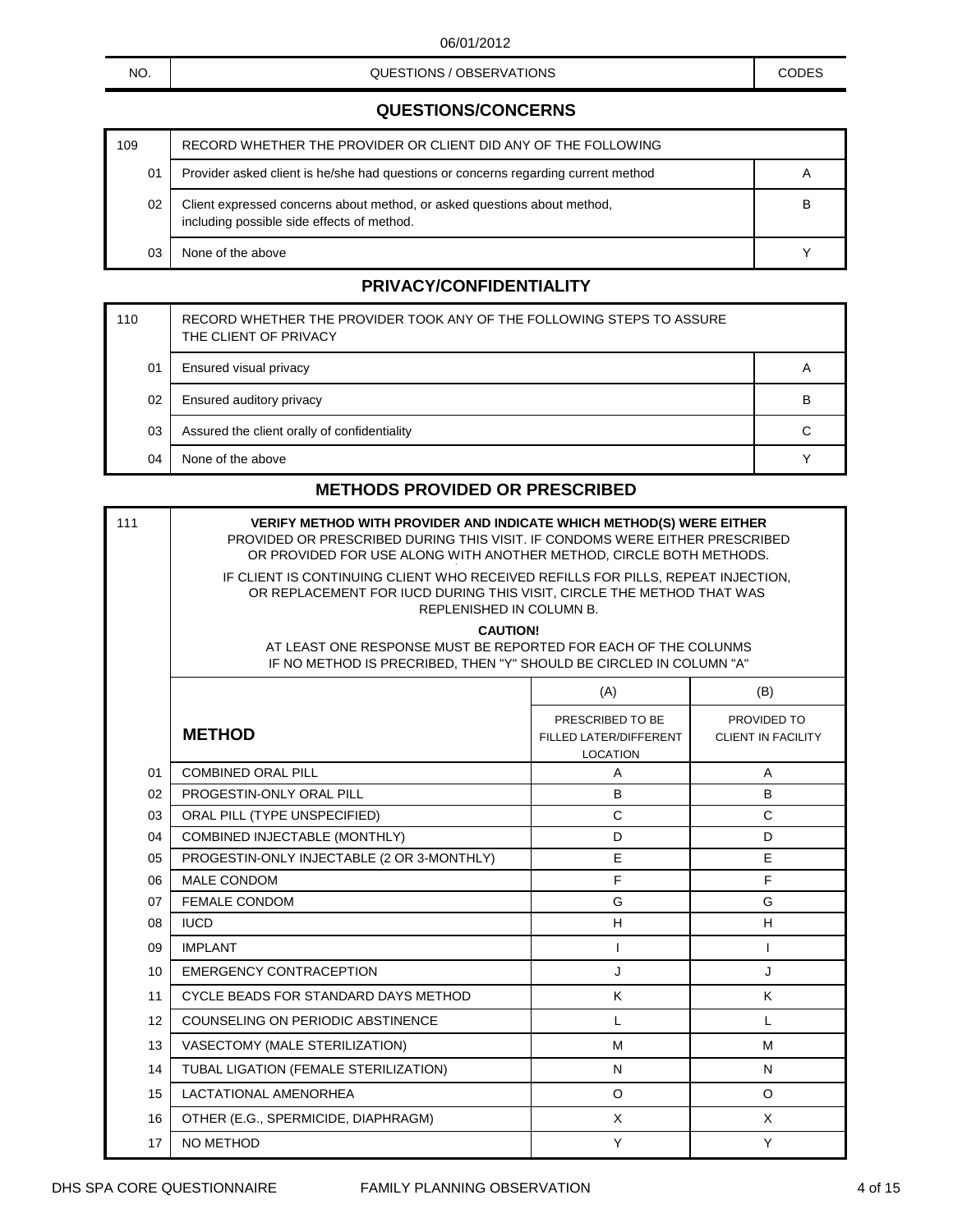06/01/2012

| NO. | QUESTIONS / OBSERVATIONS | CODES |
|---|---|---|

## QUESTIONS/CONCERNS

| 109 | RECORD WHETHER THE PROVIDER OR CLIENT DID ANY OF THE FOLLOWING | |
|---|---|---|
| 01 | Provider asked client is he/she had questions or concerns regarding current method | A |
| 02 | Client expressed concerns about method, or asked questions about method, including possible side effects of method. | B |
| 03 | None of the above | Y |

## PRIVACY/CONFIDENTIALITY

| 110 | RECORD WHETHER THE PROVIDER TOOK ANY OF THE FOLLOWING STEPS TO ASSURE THE CLIENT OF PRIVACY | |
|---|---|---|
| 01 | Ensured visual privacy | A |
| 02 | Ensured auditory privacy | B |
| 03 | Assured the client orally of confidentiality | C |
| 04 | None of the above | Y |

## METHODS PROVIDED OR PRESCRIBED

111

**VERIFY METHOD WITH PROVIDER AND INDICATE WHICH METHOD(S) WERE EITHER** PROVIDED OR PRESCRIBED DURING THIS VISIT. IF CONDOMS WERE EITHER PRESCRIBED OR PROVIDED FOR USE ALONG WITH ANOTHER METHOD, CIRCLE BOTH METHODS.

IF CLIENT IS CONTINUING CLIENT WHO RECEIVED REFILLS FOR PILLS, REPEAT INJECTION, OR REPLACEMENT FOR IUCD DURING THIS VISIT, CIRCLE THE METHOD THAT WAS REPLENISHED IN COLUMN B.

**CAUTION!**
AT LEAST ONE RESPONSE MUST BE REPORTED FOR EACH OF THE COLUNMS
IF NO METHOD IS PRECRIBED, THEN "Y" SHOULD BE CIRCLED IN COLUMN "A"

| | **METHOD** | (A) PRESCRIBED TO BE FILLED LATER/DIFFERENT LOCATION | (B) PROVIDED TO CLIENT IN FACILITY |
|---|---|---|---|
| 01 | COMBINED ORAL PILL | A | A |
| 02 | PROGESTIN-ONLY ORAL PILL | B | B |
| 03 | ORAL PILL (TYPE UNSPECIFIED) | C | C |
| 04 | COMBINED INJECTABLE (MONTHLY) | D | D |
| 05 | PROGESTIN-ONLY INJECTABLE (2 OR 3-MONTHLY) | E | E |
| 06 | MALE CONDOM | F | F |
| 07 | FEMALE CONDOM | G | G |
| 08 | IUCD | H | H |
| 09 | IMPLANT | I | I |
| 10 | EMERGENCY CONTRACEPTION | J | J |
| 11 | CYCLE BEADS FOR STANDARD DAYS METHOD | K | K |
| 12 | COUNSELING ON PERIODIC ABSTINENCE | L | L |
| 13 | VASECTOMY (MALE STERILIZATION) | M | M |
| 14 | TUBAL LIGATION (FEMALE STERILIZATION) | N | N |
| 15 | LACTATIONAL AMENORHEA | O | O |
| 16 | OTHER (E.G., SPERMICIDE, DIAPHRAGM) | X | X |
| 17 | NO METHOD | Y | Y |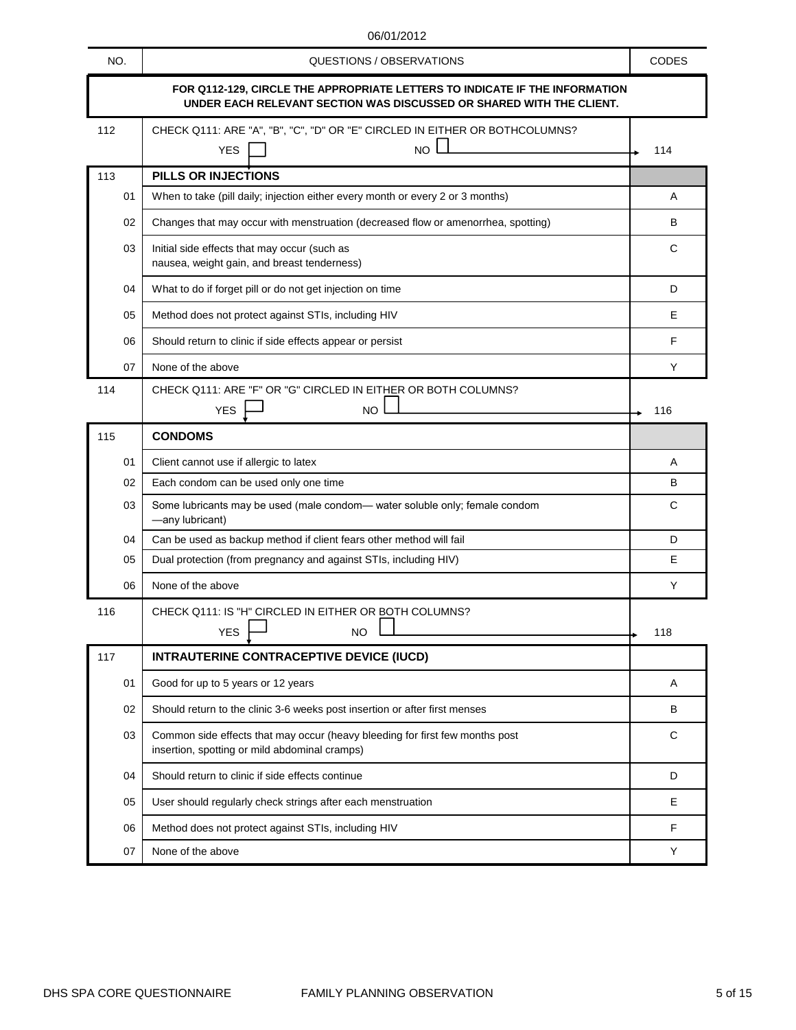06/01/2012

| NO. | QUESTIONS / OBSERVATIONS | CODES |
|---|---|---|
| | **FOR Q112-129, CIRCLE THE APPROPRIATE LETTERS TO INDICATE IF THE INFORMATION UNDER EACH RELEVANT SECTION WAS DISCUSSED OR SHARED WITH THE CLIENT.** | |
| 112 | CHECK Q111: ARE "A", "B", "C", "D" OR "E" CIRCLED IN EITHER OR BOTHCOLUMNS?<br>YES ☐ NO ☐ → | 114 |
| 113 | **PILLS OR INJECTIONS** | |
| 01 | When to take (pill daily; injection either every month or every 2 or 3 months) | A |
| 02 | Changes that may occur with menstruation (decreased flow or amenorrhea, spotting) | B |
| 03 | Initial side effects that may occur (such as nausea, weight gain, and breast tenderness) | C |
| 04 | What to do if forget pill or do not get injection on time | D |
| 05 | Method does not protect against STIs, including HIV | E |
| 06 | Should return to clinic if side effects appear or persist | F |
| 07 | None of the above | Y |
| 114 | CHECK Q111: ARE "F" OR "G" CIRCLED IN EITHER OR BOTH COLUMNS?<br>YES ☐ NO ☐ → | 116 |
| 115 | **CONDOMS** | |
| 01 | Client cannot use if allergic to latex | A |
| 02 | Each condom can be used only one time | B |
| 03 | Some lubricants may be used (male condom— water soluble only; female condom —any lubricant) | C |
| 04 | Can be used as backup method if client fears other method will fail | D |
| 05 | Dual protection (from pregnancy and against STIs, including HIV) | E |
| 06 | None of the above | Y |
| 116 | CHECK Q111: IS "H" CIRCLED IN EITHER OR BOTH COLUMNS?<br>YES ☐ NO ☐ → | 118 |
| 117 | **INTRAUTERINE CONTRACEPTIVE DEVICE (IUCD)** | |
| 01 | Good for up to 5 years or 12 years | A |
| 02 | Should return to the clinic 3-6 weeks post insertion or after first menses | B |
| 03 | Common side effects that may occur (heavy bleeding for first few months post insertion, spotting or mild abdominal cramps) | C |
| 04 | Should return to clinic if side effects continue | D |
| 05 | User should regularly check strings after each menstruation | E |
| 06 | Method does not protect against STIs, including HIV | F |
| 07 | None of the above | Y |

DHS SPA CORE QUESTIONNAIRE FAMILY PLANNING OBSERVATION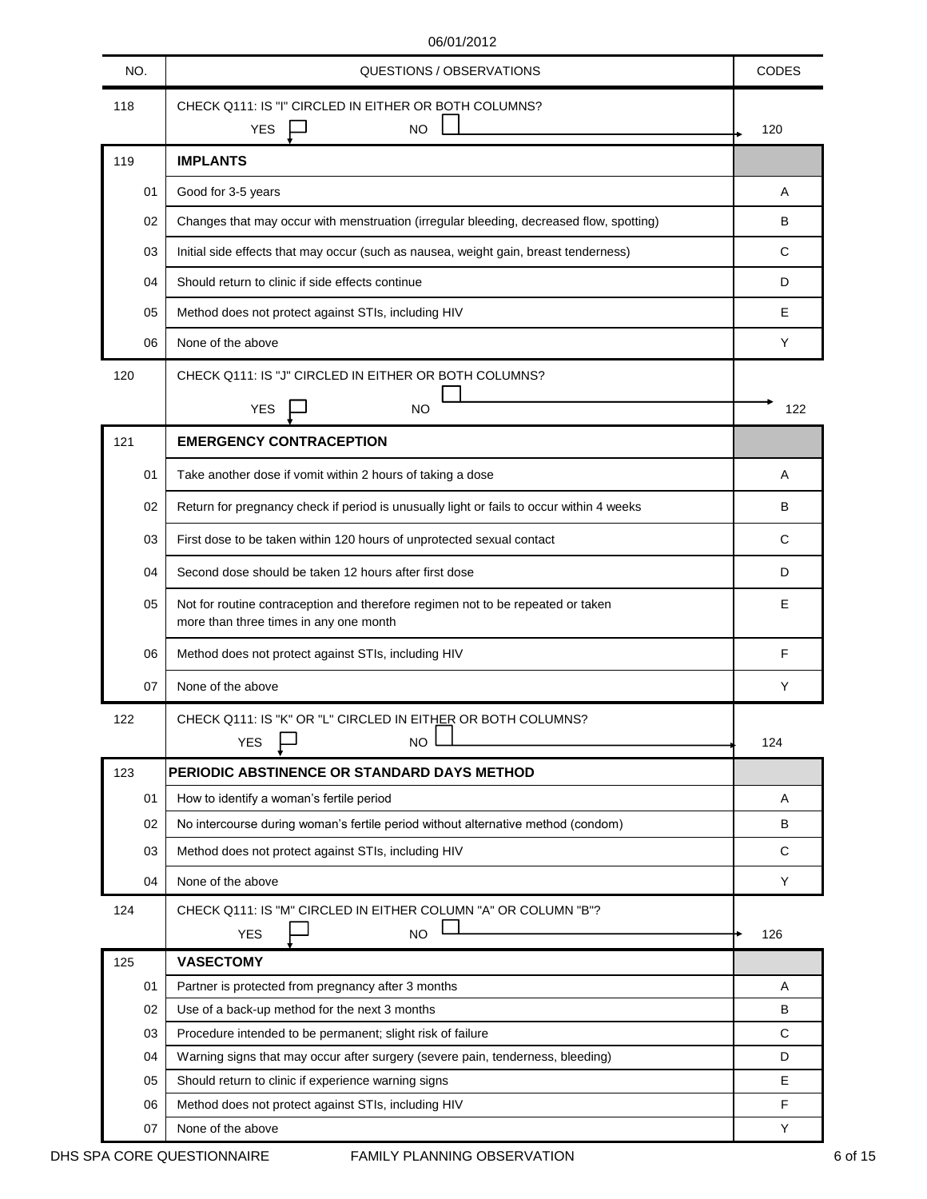06/01/2012

| NO. | QUESTIONS / OBSERVATIONS | CODES |
|---|---|---|
| 118 | CHECK Q111: IS "I" CIRCLED IN EITHER OR BOTH COLUMNS? YES ☐ NO ☐ → | 120 |
| 119 | **IMPLANTS** | |
| 01 | Good for 3-5 years | A |
| 02 | Changes that may occur with menstruation (irregular bleeding, decreased flow, spotting) | B |
| 03 | Initial side effects that may occur (such as nausea, weight gain, breast tenderness) | C |
| 04 | Should return to clinic if side effects continue | D |
| 05 | Method does not protect against STIs, including HIV | E |
| 06 | None of the above | Y |
| 120 | CHECK Q111: IS "J" CIRCLED IN EITHER OR BOTH COLUMNS? YES ☐ NO ☐ → | 122 |
| 121 | **EMERGENCY CONTRACEPTION** | |
| 01 | Take another dose if vomit within 2 hours of taking a dose | A |
| 02 | Return for pregnancy check if period is unusually light or fails to occur within 4 weeks | B |
| 03 | First dose to be taken within 120 hours of unprotected sexual contact | C |
| 04 | Second dose should be taken 12 hours after first dose | D |
| 05 | Not for routine contraception and therefore regimen not to be repeated or taken more than three times in any one month | E |
| 06 | Method does not protect against STIs, including HIV | F |
| 07 | None of the above | Y |
| 122 | CHECK Q111: IS "K" OR "L" CIRCLED IN EITHER OR BOTH COLUMNS? YES ☐ NO ☐ → | 124 |
| 123 | **PERIODIC ABSTINENCE OR STANDARD DAYS METHOD** | |
| 01 | How to identify a woman's fertile period | A |
| 02 | No intercourse during woman's fertile period without alternative method (condom) | B |
| 03 | Method does not protect against STIs, including HIV | C |
| 04 | None of the above | Y |
| 124 | CHECK Q111: IS "M" CIRCLED IN EITHER COLUMN "A" OR COLUMN "B"? YES ☐ NO ☐ → | 126 |
| 125 | **VASECTOMY** | |
| 01 | Partner is protected from pregnancy after 3 months | A |
| 02 | Use of a back-up method for the next 3 months | B |
| 03 | Procedure intended to be permanent; slight risk of failure | C |
| 04 | Warning signs that may occur after surgery (severe pain, tenderness, bleeding) | D |
| 05 | Should return to clinic if experience warning signs | E |
| 06 | Method does not protect against STIs, including HIV | F |
| 07 | None of the above | Y |

DHS SPA CORE QUESTIONNAIRE    FAMILY PLANNING OBSERVATION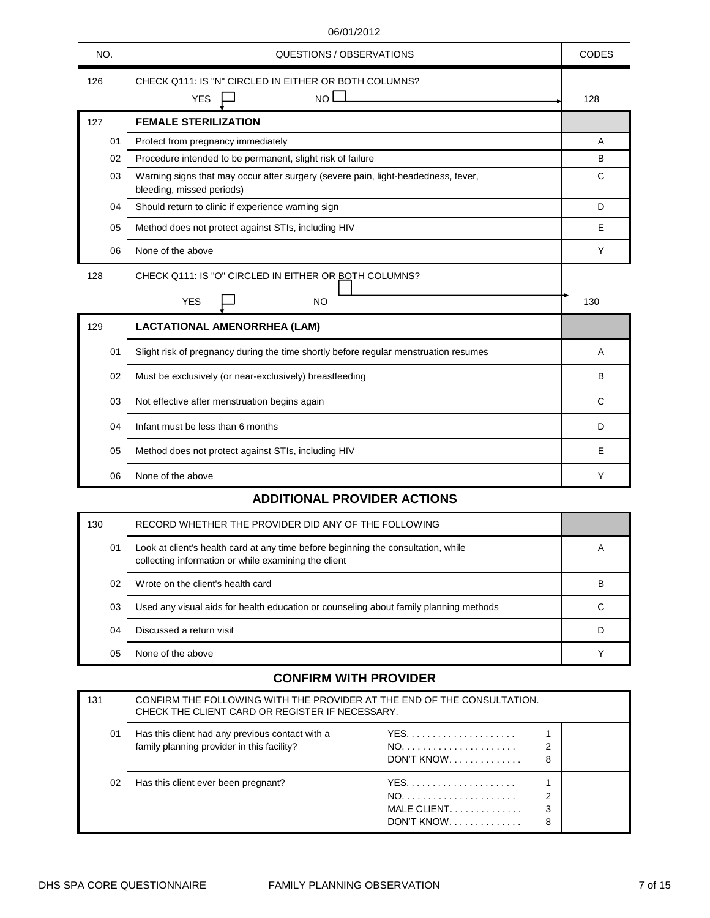06/01/2012

| NO. | QUESTIONS / OBSERVATIONS | CODES |
|---|---|---|
| 126 | CHECK Q111: IS "N" CIRCLED IN EITHER OR BOTH COLUMNS?<br>YES ☐ NO ☐ → | 128 |
| 127 | **FEMALE STERILIZATION** | |
| 01 | Protect from pregnancy immediately | A |
| 02 | Procedure intended to be permanent, slight risk of failure | B |
| 03 | Warning signs that may occur after surgery (severe pain, light-headedness, fever, bleeding, missed periods) | C |
| 04 | Should return to clinic if experience warning sign | D |
| 05 | Method does not protect against STIs, including HIV | E |
| 06 | None of the above | Y |
| 128 | CHECK Q111: IS "O" CIRCLED IN EITHER OR BOTH COLUMNS?<br>YES ☐ NO ☐ → | 130 |
| 129 | **LACTATIONAL AMENORRHEA (LAM)** | |
| 01 | Slight risk of pregnancy during the time shortly before regular menstruation resumes | A |
| 02 | Must be exclusively (or near-exclusively) breastfeeding | B |
| 03 | Not effective after menstruation begins again | C |
| 04 | Infant must be less than 6 months | D |
| 05 | Method does not protect against STIs, including HIV | E |
| 06 | None of the above | Y |

## ADDITIONAL PROVIDER ACTIONS

| NO. | QUESTIONS / OBSERVATIONS | CODES |
|---|---|---|
| 130 | RECORD WHETHER THE PROVIDER DID ANY OF THE FOLLOWING | |
| 01 | Look at client's health card at any time before beginning the consultation, while collecting information or while examining the client | A |
| 02 | Wrote on the client's health card | B |
| 03 | Used any visual aids for health education or counseling about family planning methods | C |
| 04 | Discussed a return visit | D |
| 05 | None of the above | Y |

## CONFIRM WITH PROVIDER

| NO. | QUESTIONS / OBSERVATIONS | | |
|---|---|---|---|
| 131 | CONFIRM THE FOLLOWING WITH THE PROVIDER AT THE END OF THE CONSULTATION. CHECK THE CLIENT CARD OR REGISTER IF NECESSARY. | | |
| 01 | Has this client had any previous contact with a family planning provider in this facility? | YES. . . . . . . . . . . . . . . . . . . . 1<br>NO. . . . . . . . . . . . . . . . . . . . . 2<br>DON'T KNOW. . . . . . . . . . . . . 8 | |
| 02 | Has this client ever been pregnant? | YES. . . . . . . . . . . . . . . . . . . . 1<br>NO. . . . . . . . . . . . . . . . . . . . . 2<br>MALE CLIENT. . . . . . . . . . . . . 3<br>DON'T KNOW. . . . . . . . . . . . . 8 | |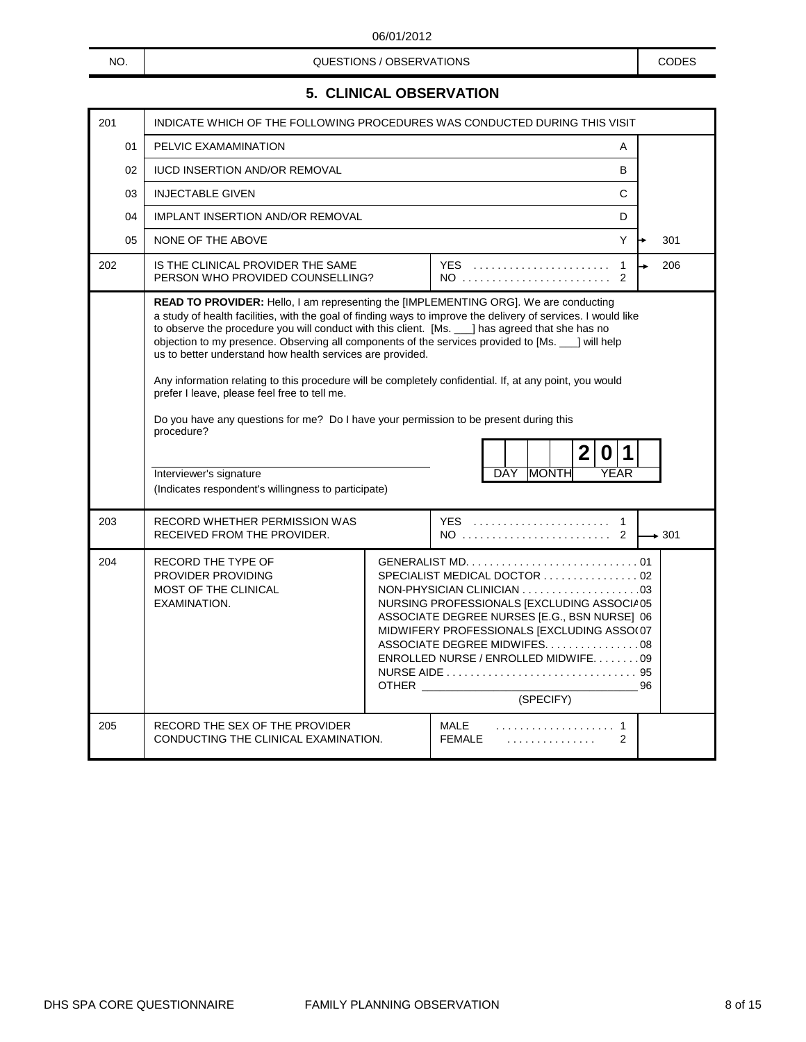06/01/2012

| NO. | QUESTIONS / OBSERVATIONS | | CODES |
|---|---|---|---|

## 5. CLINICAL OBSERVATION

| NO. | QUESTIONS / OBSERVATIONS | CODES | |
|---|---|---|---|
| 201 | INDICATE WHICH OF THE FOLLOWING PROCEDURES WAS CONDUCTED DURING THIS VISIT | | |
| 01 | PELVIC EXAMAMINATION | A | |
| 02 | IUCD INSERTION AND/OR REMOVAL | B | |
| 03 | INJECTABLE GIVEN | C | |
| 04 | IMPLANT INSERTION AND/OR REMOVAL | D | |
| 05 | NONE OF THE ABOVE | Y | → 301 |
| 202 | IS THE CLINICAL PROVIDER THE SAME PERSON WHO PROVIDED COUNSELLING? | YES . . . . . . . . . . . . . . . . . . . . . . . 1<br>NO . . . . . . . . . . . . . . . . . . . . . . . . 2 | 1 → 206 |

**READ TO PROVIDER:** Hello, I am representing the [IMPLEMENTING ORG]. We are conducting a study of health facilities, with the goal of finding ways to improve the delivery of services. I would like to observe the procedure you will conduct with this client. [Ms. ___] has agreed that she has no objection to my presence. Observing all components of the services provided to [Ms. ___] will help us to better understand how health services are provided.

Any information relating to this procedure will be completely confidential. If, at any point, you would prefer I leave, please feel free to tell me.

Do you have any questions for me? Do I have your permission to be present during this procedure?

Interviewer's signature ______________________

(Indicates respondent's willingness to participate)

| DAY | | MONTH | | YEAR | | | |
|---|---|---|---|---|---|---|---|
| | | | | 2 | 0 | 1 | |

| NO. | QUESTIONS / OBSERVATIONS | CODES | |
|---|---|---|---|
| 203 | RECORD WHETHER PERMISSION WAS RECEIVED FROM THE PROVIDER. | YES . . . . . . . . . . . . . . . . . . . . . . . 1<br>NO . . . . . . . . . . . . . . . . . . . . . . . . 2 | 2 → 301 |
| 204 | RECORD THE TYPE OF PROVIDER PROVIDING MOST OF THE CLINICAL EXAMINATION. | GENERALIST MD. . . . . . . . . . . . . . . . . . . . . . . . . . . . . 01<br>SPECIALIST MEDICAL DOCTOR . . . . . . . . . . . . . . . . 02<br>NON-PHYSICIAN CLINICIAN . . . . . . . . . . . . . . . . . . . .03<br>NURSING PROFESSIONALS [EXCLUDING ASSOCIA 05<br>ASSOCIATE DEGREE NURSES [E.G., BSN NURSE] 06<br>MIDWIFERY PROFESSIONALS [EXCLUDING ASSO( 07<br>ASSOCIATE DEGREE MIDWIFES. . . . . . . . . . . . . . . . 08<br>ENROLLED NURSE / ENROLLED MIDWIFE. . . . . . . . 09<br>NURSE AIDE . . . . . . . . . . . . . . . . . . . . . . . . . . . . . . . . 95<br>OTHER ______________________ 96<br>(SPECIFY) | |
| 205 | RECORD THE SEX OF THE PROVIDER CONDUCTING THE CLINICAL EXAMINATION. | MALE . . . . . . . . . . . . . . . . . . . . 1<br>FEMALE . . . . . . . . . . . . . . 2 | |

DHS SPA CORE QUESTIONNAIRE FAMILY PLANNING OBSERVATION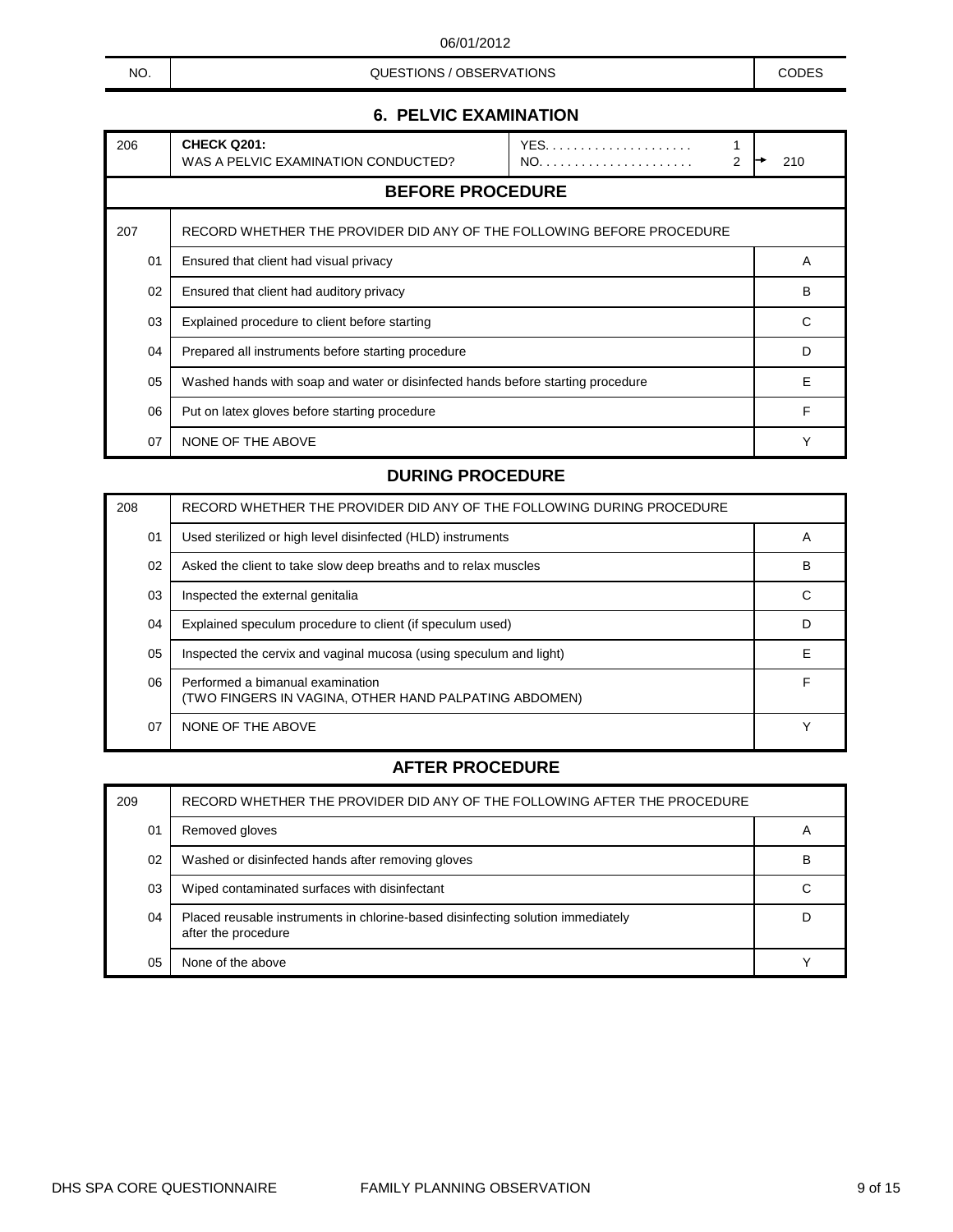06/01/2012

| NO. | QUESTIONS / OBSERVATIONS | | CODES |
|---|---|---|---|

## 6. PELVIC EXAMINATION

| 206 | **CHECK Q201:** WAS A PELVIC EXAMINATION CONDUCTED? | YES. . . . . . . . . . . . . . . . . . . . . 1<br>NO. . . . . . . . . . . . . . . . . . . . . . 2 | <br>→ 210 |
|---|---|---|---|

### BEFORE PROCEDURE

| 207 | RECORD WHETHER THE PROVIDER DID ANY OF THE FOLLOWING BEFORE PROCEDURE | |
|---|---|---|
| 01 | Ensured that client had visual privacy | A |
| 02 | Ensured that client had auditory privacy | B |
| 03 | Explained procedure to client before starting | C |
| 04 | Prepared all instruments before starting procedure | D |
| 05 | Washed hands with soap and water or disinfected hands before starting procedure | E |
| 06 | Put on latex gloves before starting procedure | F |
| 07 | NONE OF THE ABOVE | Y |

### DURING PROCEDURE

| 208 | RECORD WHETHER THE PROVIDER DID ANY OF THE FOLLOWING DURING PROCEDURE | |
|---|---|---|
| 01 | Used sterilized or high level disinfected (HLD) instruments | A |
| 02 | Asked the client to take slow deep breaths and to relax muscles | B |
| 03 | Inspected the external genitalia | C |
| 04 | Explained speculum procedure to client (if speculum used) | D |
| 05 | Inspected the cervix and vaginal mucosa (using speculum and light) | E |
| 06 | Performed a bimanual examination (TWO FINGERS IN VAGINA, OTHER HAND PALPATING ABDOMEN) | F |
| 07 | NONE OF THE ABOVE | Y |

### AFTER PROCEDURE

| 209 | RECORD WHETHER THE PROVIDER DID ANY OF THE FOLLOWING AFTER THE PROCEDURE | |
|---|---|---|
| 01 | Removed gloves | A |
| 02 | Washed or disinfected hands after removing gloves | B |
| 03 | Wiped contaminated surfaces with disinfectant | C |
| 04 | Placed reusable instruments in chlorine-based disinfecting solution immediately after the procedure | D |
| 05 | None of the above | Y |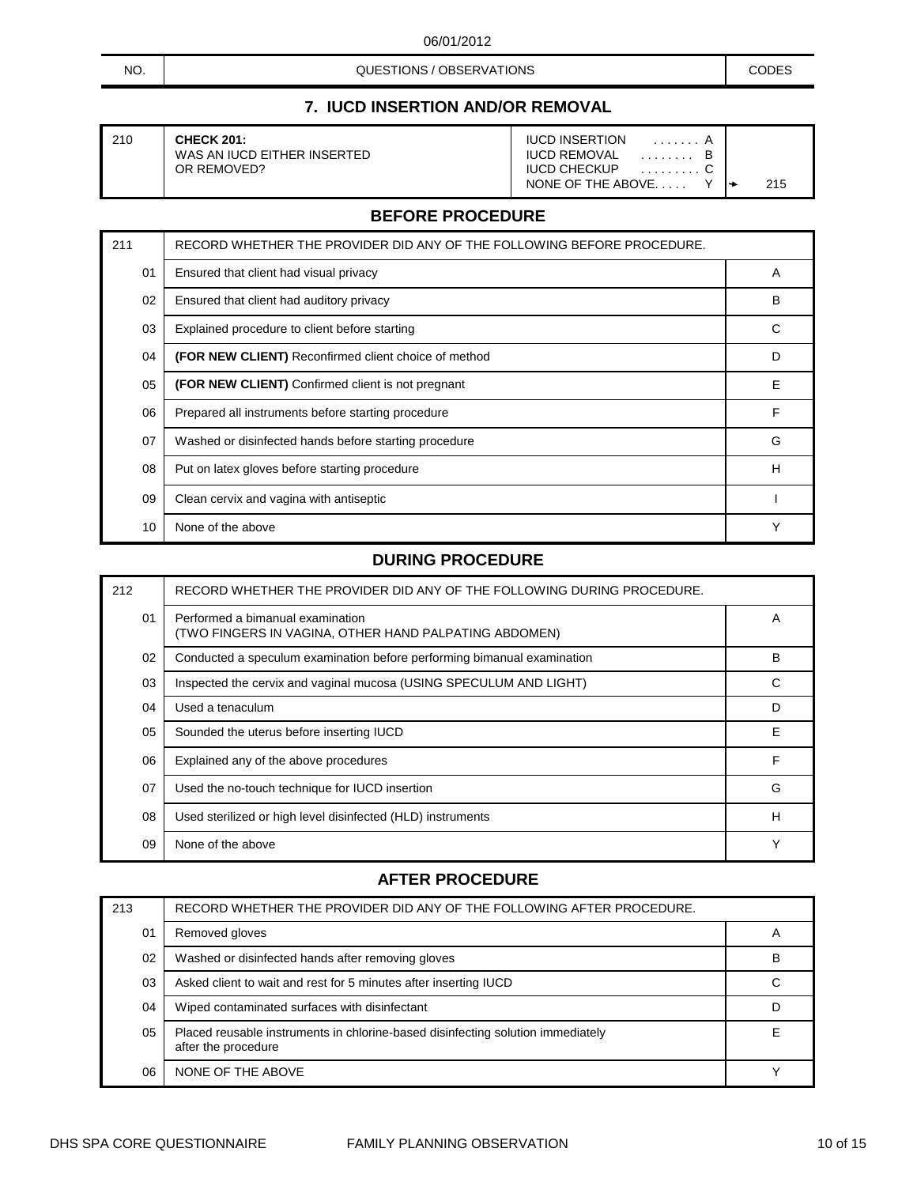| NO. | QUESTIONS / OBSERVATIONS | CODES | |
|---|---|---|---|

## 7. IUCD INSERTION AND/OR REMOVAL

| 210 | **CHECK 201:** WAS AN IUCD EITHER INSERTED OR REMOVED? | IUCD INSERTION . . . . . . . A<br>IUCD REMOVAL . . . . . . . . B<br>IUCD CHECKUP . . . . . . . . . C<br>NONE OF THE ABOVE. . . . . Y | → 215 |
|---|---|---|---|

### BEFORE PROCEDURE

| 211 | RECORD WHETHER THE PROVIDER DID ANY OF THE FOLLOWING BEFORE PROCEDURE. | |
|---|---|---|
| 01 | Ensured that client had visual privacy | A |
| 02 | Ensured that client had auditory privacy | B |
| 03 | Explained procedure to client before starting | C |
| 04 | **(FOR NEW CLIENT)** Reconfirmed client choice of method | D |
| 05 | **(FOR NEW CLIENT)** Confirmed client is not pregnant | E |
| 06 | Prepared all instruments before starting procedure | F |
| 07 | Washed or disinfected hands before starting procedure | G |
| 08 | Put on latex gloves before starting procedure | H |
| 09 | Clean cervix and vagina with antiseptic | I |
| 10 | None of the above | Y |

### DURING PROCEDURE

| 212 | RECORD WHETHER THE PROVIDER DID ANY OF THE FOLLOWING DURING PROCEDURE. | |
|---|---|---|
| 01 | Performed a bimanual examination (TWO FINGERS IN VAGINA, OTHER HAND PALPATING ABDOMEN) | A |
| 02 | Conducted a speculum examination before performing bimanual examination | B |
| 03 | Inspected the cervix and vaginal mucosa (USING SPECULUM AND LIGHT) | C |
| 04 | Used a tenaculum | D |
| 05 | Sounded the uterus before inserting IUCD | E |
| 06 | Explained any of the above procedures | F |
| 07 | Used the no-touch technique for IUCD insertion | G |
| 08 | Used sterilized or high level disinfected (HLD) instruments | H |
| 09 | None of the above | Y |

### AFTER PROCEDURE

| 213 | RECORD WHETHER THE PROVIDER DID ANY OF THE FOLLOWING AFTER PROCEDURE. | |
|---|---|---|
| 01 | Removed gloves | A |
| 02 | Washed or disinfected hands after removing gloves | B |
| 03 | Asked client to wait and rest for 5 minutes after inserting IUCD | C |
| 04 | Wiped contaminated surfaces with disinfectant | D |
| 05 | Placed reusable instruments in chlorine-based disinfecting solution immediately after the procedure | E |
| 06 | NONE OF THE ABOVE | Y |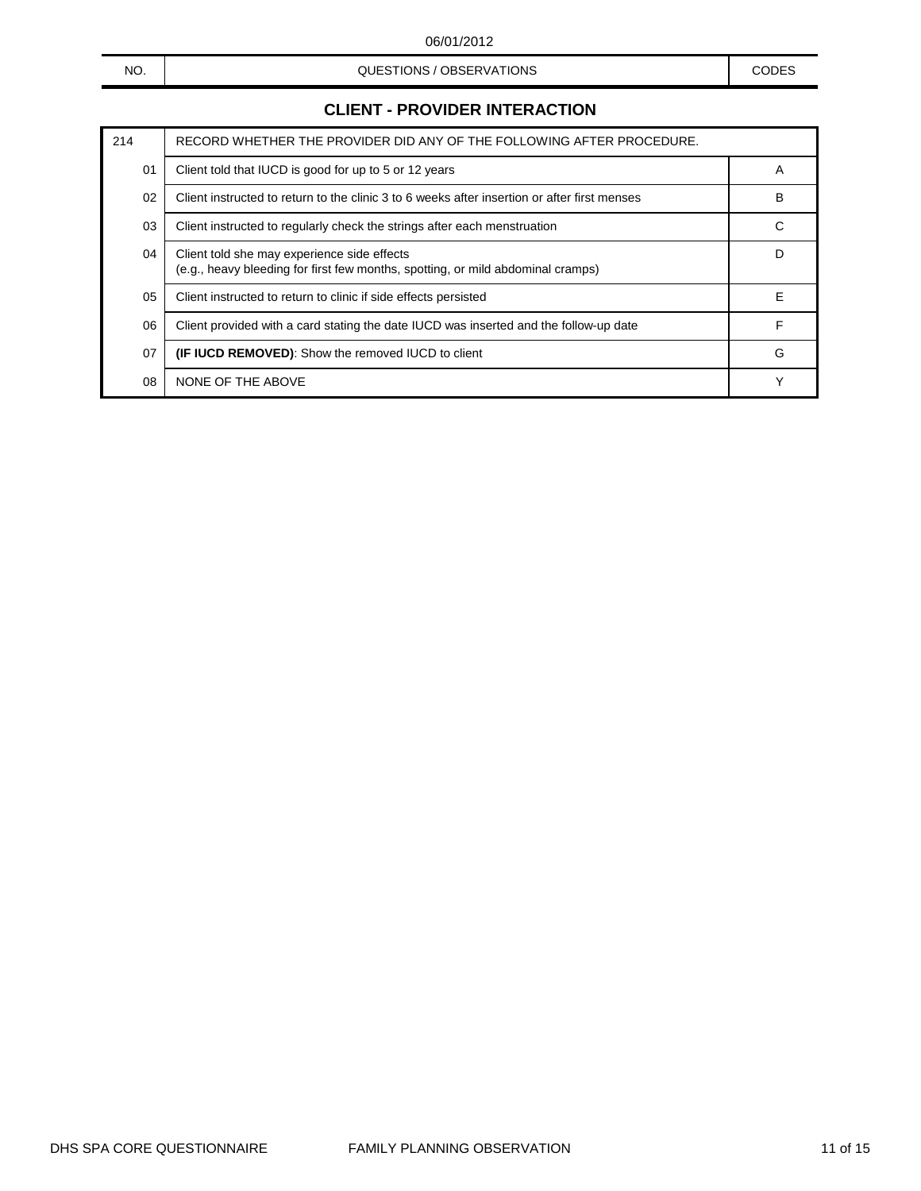| NO. | QUESTIONS / OBSERVATIONS | CODES |
|---|---|---|

## CLIENT - PROVIDER INTERACTION

| NO. | QUESTIONS / OBSERVATIONS | CODES |
|---|---|---|
| 214 | RECORD WHETHER THE PROVIDER DID ANY OF THE FOLLOWING AFTER PROCEDURE. | |
| 01 | Client told that IUCD is good for up to 5 or 12 years | A |
| 02 | Client instructed to return to the clinic 3 to 6 weeks after insertion or after first menses | B |
| 03 | Client instructed to regularly check the strings after each menstruation | C |
| 04 | Client told she may experience side effects<br>(e.g., heavy bleeding for first few months, spotting, or mild abdominal cramps) | D |
| 05 | Client instructed to return to clinic if side effects persisted | E |
| 06 | Client provided with a card stating the date IUCD was inserted and the follow-up date | F |
| 07 | **(IF IUCD REMOVED)**: Show the removed IUCD to client | G |
| 08 | NONE OF THE ABOVE | Y |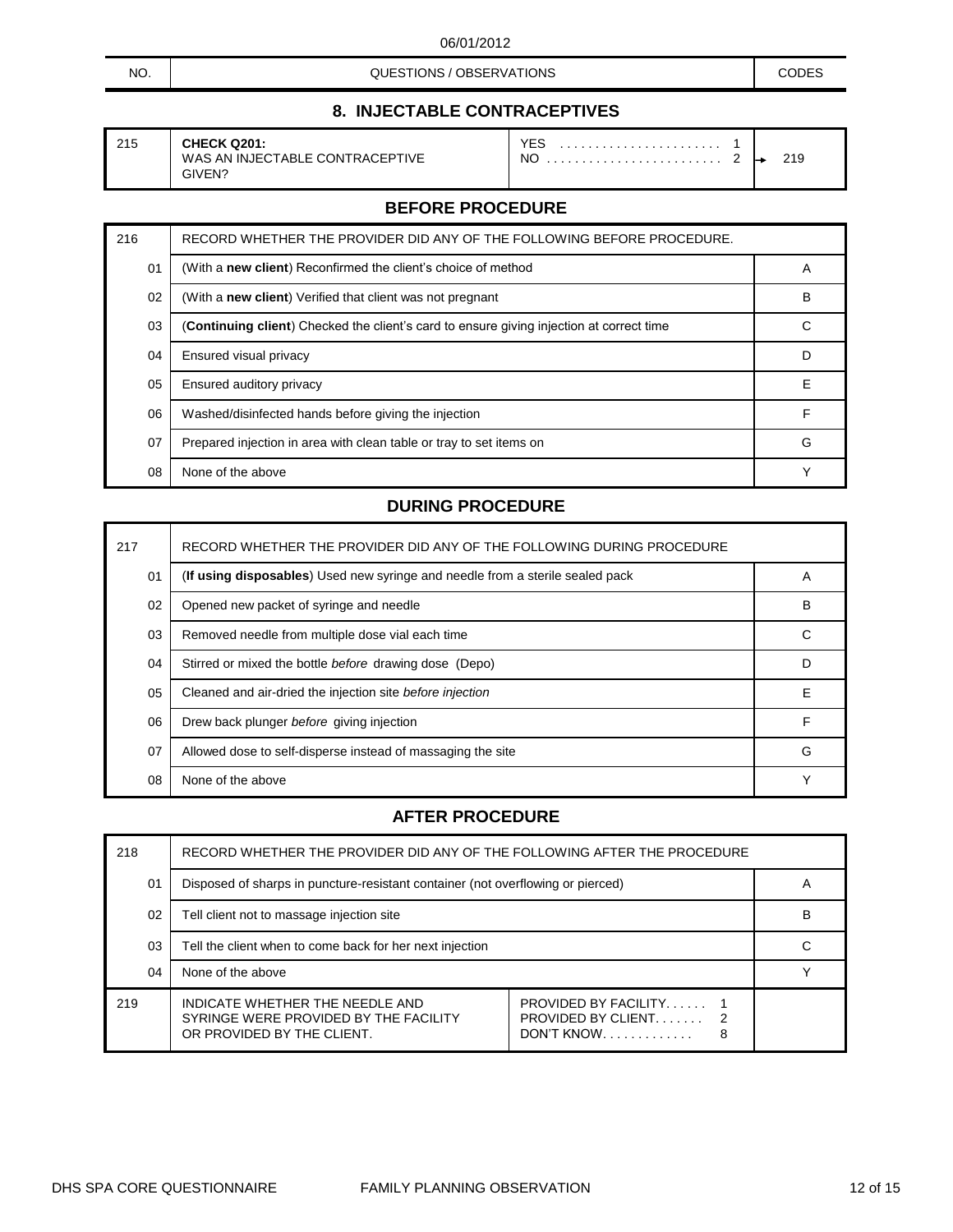06/01/2012

| NO. | QUESTIONS / OBSERVATIONS | | CODES |
|---|---|---|---|

## 8. INJECTABLE CONTRACEPTIVES

| 215 | **CHECK Q201:** WAS AN INJECTABLE CONTRACEPTIVE GIVEN? | YES . . . . . . . . . . . . . . . . . . . . . . . 1<br>NO . . . . . . . . . . . . . . . . . . . . . . . . . 2 | → 219 |
|---|---|---|---|

## BEFORE PROCEDURE

| 216 | RECORD WHETHER THE PROVIDER DID ANY OF THE FOLLOWING BEFORE PROCEDURE. | |
|---|---|---|
| 01 | (With a **new client**) Reconfirmed the client's choice of method | A |
| 02 | (With a **new client**) Verified that client was not pregnant | B |
| 03 | (**Continuing client**) Checked the client's card to ensure giving injection at correct time | C |
| 04 | Ensured visual privacy | D |
| 05 | Ensured auditory privacy | E |
| 06 | Washed/disinfected hands before giving the injection | F |
| 07 | Prepared injection in area with clean table or tray to set items on | G |
| 08 | None of the above | Y |

## DURING PROCEDURE

| 217 | RECORD WHETHER THE PROVIDER DID ANY OF THE FOLLOWING DURING PROCEDURE | |
|---|---|---|
| 01 | (**If using disposables**) Used new syringe and needle from a sterile sealed pack | A |
| 02 | Opened new packet of syringe and needle | B |
| 03 | Removed needle from multiple dose vial each time | C |
| 04 | Stirred or mixed the bottle *before* drawing dose (Depo) | D |
| 05 | Cleaned and air-dried the injection site *before injection* | E |
| 06 | Drew back plunger *before* giving injection | F |
| 07 | Allowed dose to self-disperse instead of massaging the site | G |
| 08 | None of the above | Y |

## AFTER PROCEDURE

| 218 | RECORD WHETHER THE PROVIDER DID ANY OF THE FOLLOWING AFTER THE PROCEDURE | | |
|---|---|---|---|
| 01 | Disposed of sharps in puncture-resistant container (not overflowing or pierced) | | A |
| 02 | Tell client not to massage injection site | | B |
| 03 | Tell the client when to come back for her next injection | | C |
| 04 | None of the above | | Y |
| 219 | INDICATE WHETHER THE NEEDLE AND SYRINGE WERE PROVIDED BY THE FACILITY OR PROVIDED BY THE CLIENT. | PROVIDED BY FACILITY. . . . . . 1<br>PROVIDED BY CLIENT. . . . . . . 2<br>DON'T KNOW. . . . . . . . . . . . . 8 | |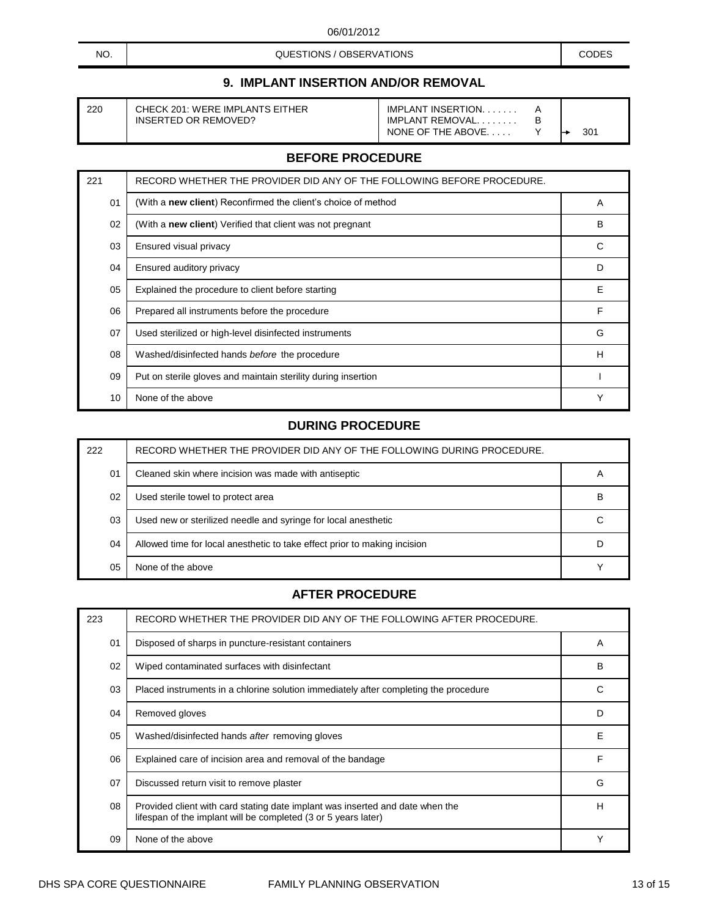06/01/2012

| NO. | QUESTIONS / OBSERVATIONS | CODES |
|---|---|---|

## 9. IMPLANT INSERTION AND/OR REMOVAL

| | | | |
|---|---|---|---|
| 220 | CHECK 201: WERE IMPLANTS EITHER INSERTED OR REMOVED? | IMPLANT INSERTION. . . . . . . A<br>IMPLANT REMOVAL. . . . . . . . B<br>NONE OF THE ABOVE. . . . . Y | → 301 |

### BEFORE PROCEDURE

| 221 | RECORD WHETHER THE PROVIDER DID ANY OF THE FOLLOWING BEFORE PROCEDURE. | |
|---|---|---|
| 01 | (With a **new client**) Reconfirmed the client's choice of method | A |
| 02 | (With a **new client**) Verified that client was not pregnant | B |
| 03 | Ensured visual privacy | C |
| 04 | Ensured auditory privacy | D |
| 05 | Explained the procedure to client before starting | E |
| 06 | Prepared all instruments before the procedure | F |
| 07 | Used sterilized or high-level disinfected instruments | G |
| 08 | Washed/disinfected hands *before* the procedure | H |
| 09 | Put on sterile gloves and maintain sterility during insertion | I |
| 10 | None of the above | Y |

### DURING PROCEDURE

| 222 | RECORD WHETHER THE PROVIDER DID ANY OF THE FOLLOWING DURING PROCEDURE. | |
|---|---|---|
| 01 | Cleaned skin where incision was made with antiseptic | A |
| 02 | Used sterile towel to protect area | B |
| 03 | Used new or sterilized needle and syringe for local anesthetic | C |
| 04 | Allowed time for local anesthetic to take effect prior to making incision | D |
| 05 | None of the above | Y |

### AFTER PROCEDURE

| 223 | RECORD WHETHER THE PROVIDER DID ANY OF THE FOLLOWING AFTER PROCEDURE. | |
|---|---|---|
| 01 | Disposed of sharps in puncture-resistant containers | A |
| 02 | Wiped contaminated surfaces with disinfectant | B |
| 03 | Placed instruments in a chlorine solution immediately after completing the procedure | C |
| 04 | Removed gloves | D |
| 05 | Washed/disinfected hands *after* removing gloves | E |
| 06 | Explained care of incision area and removal of the bandage | F |
| 07 | Discussed return visit to remove plaster | G |
| 08 | Provided client with card stating date implant was inserted and date when the lifespan of the implant will be completed (3 or 5 years later) | H |
| 09 | None of the above | Y |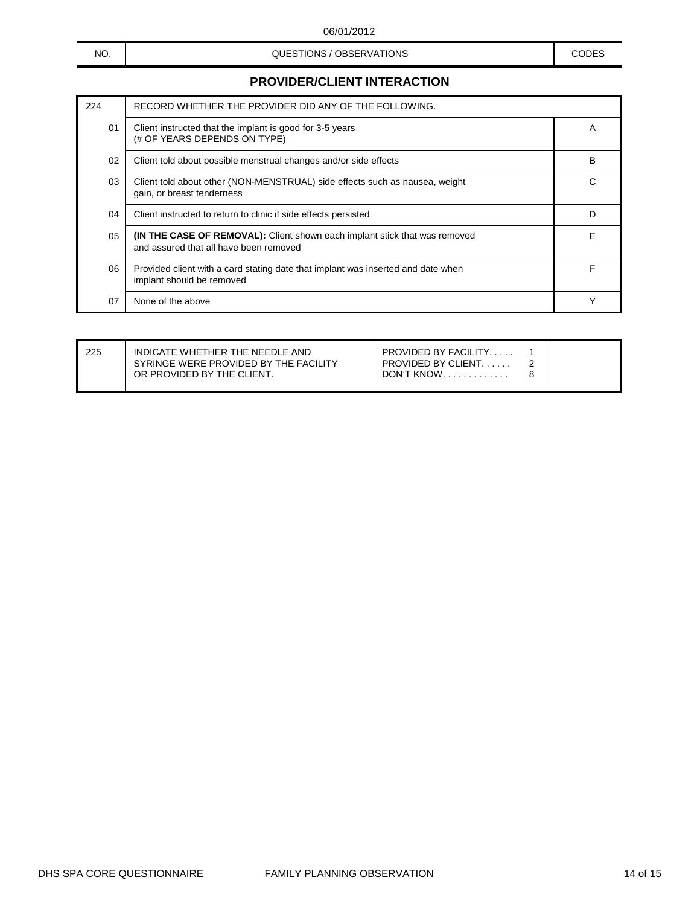06/01/2012

| NO. | QUESTIONS / OBSERVATIONS | CODES |
|---|---|---|

## PROVIDER/CLIENT INTERACTION

| 224 | RECORD WHETHER THE PROVIDER DID ANY OF THE FOLLOWING. | |
|---|---|---|
| 01 | Client instructed that the implant is good for 3-5 years (# OF YEARS DEPENDS ON TYPE) | A |
| 02 | Client told about possible menstrual changes and/or side effects | B |
| 03 | Client told about other (NON-MENSTRUAL) side effects such as nausea, weight gain, or breast tenderness | C |
| 04 | Client instructed to return to clinic if side effects persisted | D |
| 05 | **(IN THE CASE OF REMOVAL):** Client shown each implant stick that was removed and assured that all have been removed | E |
| 06 | Provided client with a card stating date that implant was inserted and date when implant should be removed | F |
| 07 | None of the above | Y |

| 225 | INDICATE WHETHER THE NEEDLE AND SYRINGE WERE PROVIDED BY THE FACILITY OR PROVIDED BY THE CLIENT. | PROVIDED BY FACILITY. . . . . 1<br>PROVIDED BY CLIENT. . . . . . 2<br>DON'T KNOW. . . . . . . . . . . . . 8 | |
|---|---|---|---|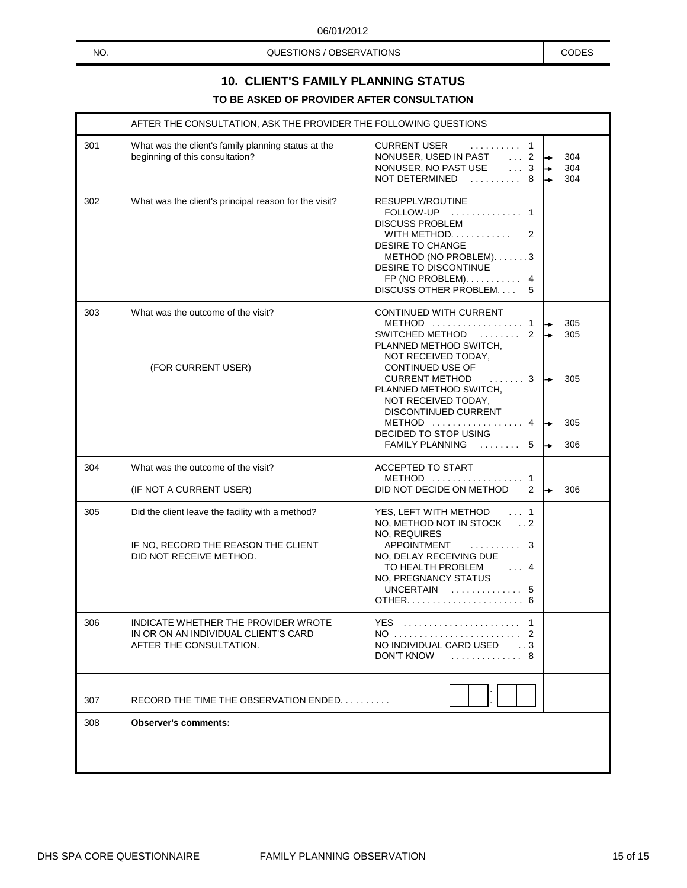06/01/2012

| NO. | QUESTIONS / OBSERVATIONS | CODES | |
|---|---|---|---|

## 10. CLIENT'S FAMILY PLANNING STATUS

### TO BE ASKED OF PROVIDER AFTER CONSULTATION

| | AFTER THE CONSULTATION, ASK THE PROVIDER THE FOLLOWING QUESTIONS | | |
|---|---|---|---|
| 301 | What was the client's family planning status at the beginning of this consultation? | CURRENT USER . . . . . . . . . . 1<br>NONUSER, USED IN PAST . . . 2<br>NONUSER, NO PAST USE . . . 3<br>NOT DETERMINED . . . . . . . . . 8 | <br>→ 304<br>→ 304<br>→ 304 |
| 302 | What was the client's principal reason for the visit? | RESUPPLY/ROUTINE FOLLOW-UP . . . . . . . . . . . . . 1<br>DISCUSS PROBLEM WITH METHOD. . . . . . . . . . . 2<br>DESIRE TO CHANGE METHOD (NO PROBLEM). . . . . . 3<br>DESIRE TO DISCONTINUE FP (NO PROBLEM). . . . . . . . . . 4<br>DISCUSS OTHER PROBLEM. . . . 5 | |
| 303 | What was the outcome of the visit?<br><br>(FOR CURRENT USER) | CONTINUED WITH CURRENT METHOD . . . . . . . . . . . . . . . . . 1<br>SWITCHED METHOD . . . . . . . . 2<br>PLANNED METHOD SWITCH, NOT RECEIVED TODAY, CONTINUED USE OF CURRENT METHOD . . . . . . . 3<br>PLANNED METHOD SWITCH, NOT RECEIVED TODAY, DISCONTINUED CURRENT METHOD . . . . . . . . . . . . . . . . . 4<br>DECIDED TO STOP USING FAMILY PLANNING . . . . . . . . 5 | → 305<br>→ 305<br><br>→ 305<br><br>→ 305<br><br>→ 306 |
| 304 | What was the outcome of the visit?<br><br>(IF NOT A CURRENT USER) | ACCEPTED TO START METHOD . . . . . . . . . . . . . . . . . 1<br>DID NOT DECIDE ON METHOD 2 | <br>→ 306 |
| 305 | Did the client leave the facility with a method?<br><br>IF NO, RECORD THE REASON THE CLIENT DID NOT RECEIVE METHOD. | YES, LEFT WITH METHOD . . . 1<br>NO, METHOD NOT IN STOCK . . 2<br>NO, REQUIRES APPOINTMENT . . . . . . . . . 3<br>NO, DELAY RECEIVING DUE TO HEALTH PROBLEM . . . 4<br>NO, PREGNANCY STATUS UNCERTAIN . . . . . . . . . . . . . 5<br>OTHER. . . . . . . . . . . . . . . . . . . . . . . 6 | |
| 306 | INDICATE WHETHER THE PROVIDER WROTE IN OR ON AN INDIVIDUAL CLIENT'S CARD AFTER THE CONSULTATION. | YES . . . . . . . . . . . . . . . . . . . . . . . 1<br>NO . . . . . . . . . . . . . . . . . . . . . . . . 2<br>NO INDIVIDUAL CARD USED . . 3<br>DON'T KNOW . . . . . . . . . . . . . 8 | |
| 307 | RECORD THE TIME THE OBSERVATION ENDED. . . . . . . . . | __ __ : __ __ | |
| 308 | **Observer's comments:** | | |

DHS SPA CORE QUESTIONNAIRE FAMILY PLANNING OBSERVATION